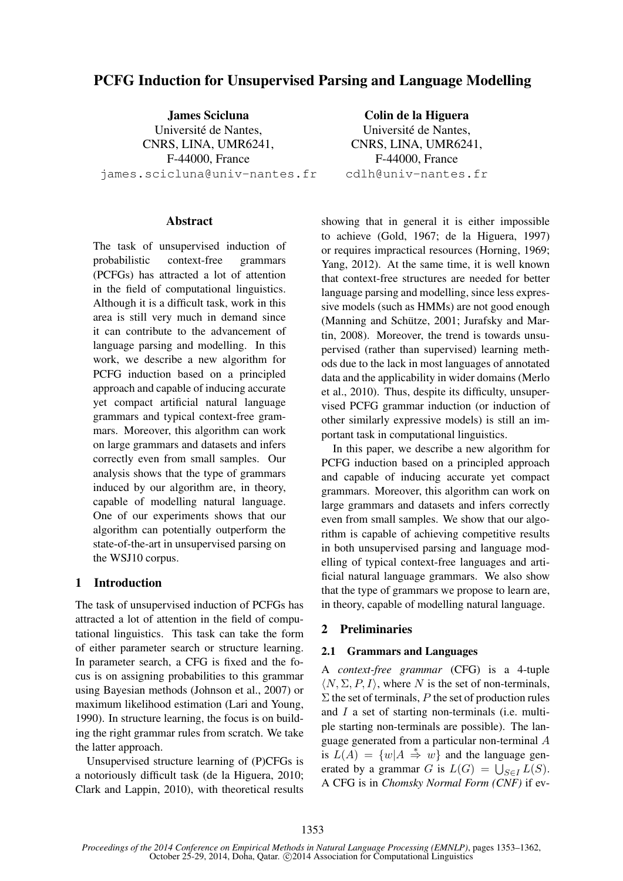# PCFG Induction for Unsupervised Parsing and Language Modelling

**James Scicluna**
Université de Nantes,
CNRS, LINA, UMR6241,
F-44000, France
james.scicluna@univ-nantes.fr

**Colin de la Higuera**
Université de Nantes,
CNRS, LINA, UMR6241,
F-44000, France
cdlh@univ-nantes.fr

## Abstract

The task of unsupervised induction of probabilistic context-free grammars (PCFGs) has attracted a lot of attention in the field of computational linguistics. Although it is a difficult task, work in this area is still very much in demand since it can contribute to the advancement of language parsing and modelling. In this work, we describe a new algorithm for PCFG induction based on a principled approach and capable of inducing accurate yet compact artificial natural language grammars and typical context-free grammars. Moreover, this algorithm can work on large grammars and datasets and infers correctly even from small samples. Our analysis shows that the type of grammars induced by our algorithm are, in theory, capable of modelling natural language. One of our experiments shows that our algorithm can potentially outperform the state-of-the-art in unsupervised parsing on the WSJ10 corpus.

## 1 Introduction

The task of unsupervised induction of PCFGs has attracted a lot of attention in the field of computational linguistics. This task can take the form of either parameter search or structure learning. In parameter search, a CFG is fixed and the focus is on assigning probabilities to this grammar using Bayesian methods (Johnson et al., 2007) or maximum likelihood estimation (Lari and Young, 1990). In structure learning, the focus is on building the right grammar rules from scratch. We take the latter approach.

Unsupervised structure learning of (P)CFGs is a notoriously difficult task (de la Higuera, 2010; Clark and Lappin, 2010), with theoretical results showing that in general it is either impossible to achieve (Gold, 1967; de la Higuera, 1997) or requires impractical resources (Horning, 1969; Yang, 2012). At the same time, it is well known that context-free structures are needed for better language parsing and modelling, since less expressive models (such as HMMs) are not good enough (Manning and Schütze, 2001; Jurafsky and Martin, 2008). Moreover, the trend is towards unsupervised (rather than supervised) learning methods due to the lack in most languages of annotated data and the applicability in wider domains (Merlo et al., 2010). Thus, despite its difficulty, unsupervised PCFG grammar induction (or induction of other similarly expressive models) is still an important task in computational linguistics.

In this paper, we describe a new algorithm for PCFG induction based on a principled approach and capable of inducing accurate yet compact grammars. Moreover, this algorithm can work on large grammars and datasets and infers correctly even from small samples. We show that our algorithm is capable of achieving competitive results in both unsupervised parsing and language modelling of typical context-free languages and artificial natural language grammars. We also show that the type of grammars we propose to learn are, in theory, capable of modelling natural language.

## 2 Preliminaries

### 2.1 Grammars and Languages

A *context-free grammar* (CFG) is a 4-tuple $\langle N, \Sigma, P, I \rangle$, where $N$ is the set of non-terminals, $\Sigma$ the set of terminals, $P$ the set of production rules and $I$ a set of starting non-terminals (i.e. multiple starting non-terminals are possible). The language generated from a particular non-terminal $A$ is $L(A) = \{w | A \overset{*}{\Rightarrow} w\}$ and the language generated by a grammar $G$ is $L(G) = \bigcup_{S \in I} L(S)$. A CFG is in *Chomsky Normal Form (CNF)* if ev-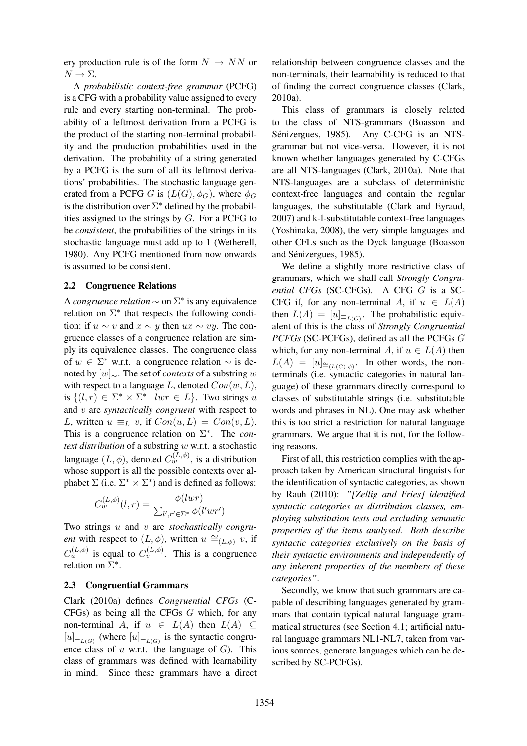ery production rule is of the form $N \rightarrow NN$ or $N \rightarrow \Sigma$.

A *probabilistic context-free grammar* (PCFG) is a CFG with a probability value assigned to every rule and every starting non-terminal. The probability of a leftmost derivation from a PCFG is the product of the starting non-terminal probability and the production probabilities used in the derivation. The probability of a string generated by a PCFG is the sum of all its leftmost derivations' probabilities. The stochastic language generated from a PCFG $G$ is $(L(G), \phi_G)$, where $\phi_G$ is the distribution over $\Sigma^*$ defined by the probabilities assigned to the strings by $G$. For a PCFG to be *consistent*, the probabilities of the strings in its stochastic language must add up to 1 (Wetherell, 1980). Any PCFG mentioned from now onwards is assumed to be consistent.

### 2.2 Congruence Relations

A *congruence relation* $\sim$ on $\Sigma^*$ is any equivalence relation on $\Sigma^*$ that respects the following condition: if $u \sim v$ and $x \sim y$ then $ux \sim vy$. The congruence classes of a congruence relation are simply its equivalence classes. The congruence class of $w \in \Sigma^*$ w.r.t. a congruence relation $\sim$ is denoted by $[w]_\sim$. The set of *contexts* of a substring $w$ with respect to a language $L$, denoted $Con(w, L)$, is $\{(l, r) \in \Sigma^* \times \Sigma^* \mid lwr \in L\}$. Two strings $u$ and $v$ are *syntactically congruent* with respect to $L$, written $u \equiv_L v$, if $Con(u, L) = Con(v, L)$. This is a congruence relation on $\Sigma^*$. The *context distribution* of a substring $w$ w.r.t. a stochastic language $(L, \phi)$, denoted $C_w^{(L,\phi)}$, is a distribution whose support is all the possible contexts over alphabet $\Sigma$ (i.e. $\Sigma^* \times \Sigma^*$) and is defined as follows:

$$C_w^{(L,\phi)}(l, r) = \frac{\phi(lwr)}{\sum_{l',r' \in \Sigma^*} \phi(l'wr')}$$

Two strings $u$ and $v$ are *stochastically congruent* with respect to $(L, \phi)$, written $u \cong_{(L,\phi)} v$, if $C_u^{(L,\phi)}$ is equal to $C_v^{(L,\phi)}$. This is a congruence relation on $\Sigma^*$.

### 2.3 Congruential Grammars

Clark (2010a) defines *Congruential CFGs* (C-CFGs) as being all the CFGs $G$ which, for any non-terminal $A$, if $u \in L(A)$ then $L(A) \subseteq [u]_{\equiv_{L(G)}}$ (where $[u]_{\equiv_{L(G)}}$ is the syntactic congruence class of $u$ w.r.t. the language of $G$). This class of grammars was defined with learnability in mind. Since these grammars have a direct relationship between congruence classes and the non-terminals, their learnability is reduced to that of finding the correct congruence classes (Clark, 2010a).

This class of grammars is closely related to the class of NTS-grammars (Boasson and Sénizergues, 1985). Any C-CFG is an NTS-grammar but not vice-versa. However, it is not known whether languages generated by C-CFGs are all NTS-languages (Clark, 2010a). Note that NTS-languages are a subclass of deterministic context-free languages and contain the regular languages, the substitutable (Clark and Eyraud, 2007) and k-l-substitutable context-free languages (Yoshinaka, 2008), the very simple languages and other CFLs such as the Dyck language (Boasson and Sénizergues, 1985).

We define a slightly more restrictive class of grammars, which we shall call *Strongly Congruential CFGs* (SC-CFGs). A CFG $G$ is a SC-CFG if, for any non-terminal $A$, if $u \in L(A)$ then $L(A) = [u]_{\equiv_{L(G)}}$. The probabilistic equivalent of this is the class of *Strongly Congruential PCFGs* (SC-PCFGs), defined as all the PCFGs $G$ which, for any non-terminal $A$, if $u \in L(A)$ then $L(A) = [u]_{\cong_{(L(G),\phi)}}$. In other words, the non-terminals (i.e. syntactic categories in natural language) of these grammars directly correspond to classes of substitutable strings (i.e. substitutable words and phrases in NL). One may ask whether this is too strict a restriction for natural language grammars. We argue that it is not, for the following reasons.

First of all, this restriction complies with the approach taken by American structural linguists for the identification of syntactic categories, as shown by Rauh (2010): *"[Zellig and Fries] identified syntactic categories as distribution classes, employing substitution tests and excluding semantic properties of the items analysed. Both describe syntactic categories exclusively on the basis of their syntactic environments and independently of any inherent properties of the members of these categories"*.

Secondly, we know that such grammars are capable of describing languages generated by grammars that contain typical natural language grammatical structures (see Section 4.1; artificial natural language grammars NL1-NL7, taken from various sources, generate languages which can be described by SC-PCFGs).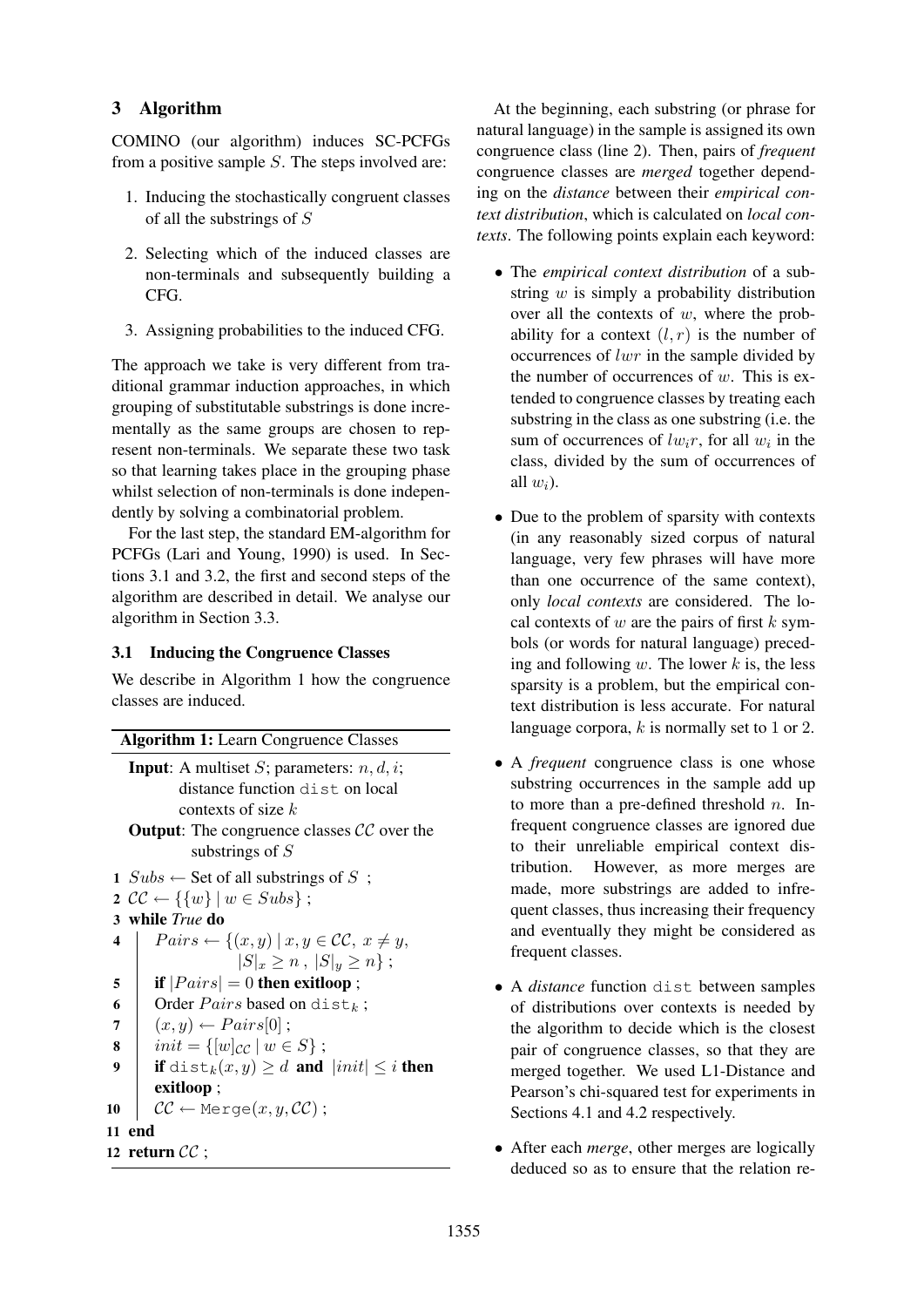## 3 Algorithm

COMINO (our algorithm) induces SC-PCFGs from a positive sample $S$. The steps involved are:

1. Inducing the stochastically congruent classes of all the substrings of $S$
2. Selecting which of the induced classes are non-terminals and subsequently building a CFG.
3. Assigning probabilities to the induced CFG.

The approach we take is very different from traditional grammar induction approaches, in which grouping of substitutable substrings is done incrementally as the same groups are chosen to represent non-terminals. We separate these two task so that learning takes place in the grouping phase whilst selection of non-terminals is done independently by solving a combinatorial problem.

For the last step, the standard EM-algorithm for PCFGs (Lari and Young, 1990) is used. In Sections 3.1 and 3.2, the first and second steps of the algorithm are described in detail. We analyse our algorithm in Section 3.3.

### 3.1 Inducing the Congruence Classes

We describe in Algorithm 1 how the congruence classes are induced.

**Algorithm 1:** Learn Congruence Classes

**Input**: A multiset $S$; parameters: $n, d, i$; distance function `dist` on local contexts of size $k$

**Output**: The congruence classes $\mathcal{CC}$ over the substrings of $S$

```
1  Subs ← Set of all substrings of S ;
2  CC ← {{w} | w ∈ Subs} ;
3  while True do
4      Pairs ← {(x, y) | x, y ∈ CC, x ≠ y,
                 |S|_x ≥ n , |S|_y ≥ n} ;
5      if |Pairs| = 0 then exitloop ;
6      Order Pairs based on dist_k ;
7      (x, y) ← Pairs[0] ;
8      init = {[w]_CC | w ∈ S} ;
9      if dist_k(x, y) ≥ d and |init| ≤ i then
       exitloop ;
10     CC ← Merge(x, y, CC) ;
11 end
12 return CC ;
```

At the beginning, each substring (or phrase for natural language) in the sample is assigned its own congruence class (line 2). Then, pairs of *frequent* congruence classes are *merged* together depending on the *distance* between their *empirical context distribution*, which is calculated on *local contexts*. The following points explain each keyword:

- The *empirical context distribution* of a substring $w$ is simply a probability distribution over all the contexts of $w$, where the probability for a context $(l, r)$ is the number of occurrences of $lwr$ in the sample divided by the number of occurrences of $w$. This is extended to congruence classes by treating each substring in the class as one substring (i.e. the sum of occurrences of $lw_ir$, for all $w_i$ in the class, divided by the sum of occurrences of all $w_i$).
- Due to the problem of sparsity with contexts (in any reasonably sized corpus of natural language, very few phrases will have more than one occurrence of the same context), only *local contexts* are considered. The local contexts of $w$ are the pairs of first $k$ symbols (or words for natural language) preceding and following $w$. The lower $k$ is, the less sparsity is a problem, but the empirical context distribution is less accurate. For natural language corpora, $k$ is normally set to 1 or 2.
- A *frequent* congruence class is one whose substring occurrences in the sample add up to more than a pre-defined threshold $n$. Infrequent congruence classes are ignored due to their unreliable empirical context distribution. However, as more merges are made, more substrings are added to infrequent classes, thus increasing their frequency and eventually they might be considered as frequent classes.
- A *distance* function `dist` between samples of distributions over contexts is needed by the algorithm to decide which is the closest pair of congruence classes, so that they are merged together. We used L1-Distance and Pearson's chi-squared test for experiments in Sections 4.1 and 4.2 respectively.
- After each *merge*, other merges are logically deduced so as to ensure that the relation re-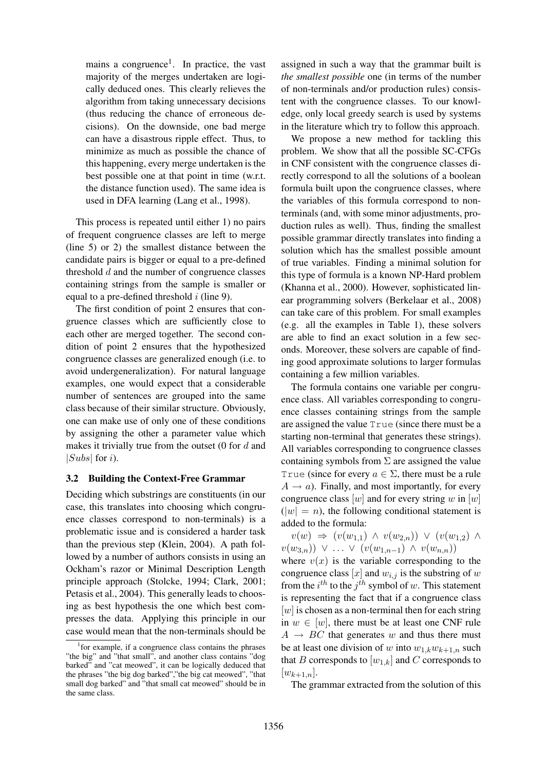mains a congruence[1]. In practice, the vast majority of the merges undertaken are logically deduced ones. This clearly relieves the algorithm from taking unnecessary decisions (thus reducing the chance of erroneous decisions). On the downside, one bad merge can have a disastrous ripple effect. Thus, to minimize as much as possible the chance of this happening, every merge undertaken is the best possible one at that point in time (w.r.t. the distance function used). The same idea is used in DFA learning (Lang et al., 1998).

This process is repeated until either 1) no pairs of frequent congruence classes are left to merge (line 5) or 2) the smallest distance between the candidate pairs is bigger or equal to a pre-defined threshold $d$ and the number of congruence classes containing strings from the sample is smaller or equal to a pre-defined threshold $i$ (line 9).

The first condition of point 2 ensures that congruence classes which are sufficiently close to each other are merged together. The second condition of point 2 ensures that the hypothesized congruence classes are generalized enough (i.e. to avoid undergeneralization). For natural language examples, one would expect that a considerable number of sentences are grouped into the same class because of their similar structure. Obviously, one can make use of only one of these conditions by assigning the other a parameter value which makes it trivially true from the outset (0 for $d$ and $|Subs|$ for $i$).

### 3.2 Building the Context-Free Grammar

Deciding which substrings are constituents (in our case, this translates into choosing which congruence classes correspond to non-terminals) is a problematic issue and is considered a harder task than the previous step (Klein, 2004). A path followed by a number of authors consists in using an Ockham's razor or Minimal Description Length principle approach (Stolcke, 1994; Clark, 2001; Petasis et al., 2004). This generally leads to choosing as best hypothesis the one which best compresses the data. Applying this principle in our case would mean that the non-terminals should be assigned in such a way that the grammar built is *the smallest possible* one (in terms of the number of non-terminals and/or production rules) consistent with the congruence classes. To our knowledge, only local greedy search is used by systems in the literature which try to follow this approach.

We propose a new method for tackling this problem. We show that all the possible SC-CFGs in CNF consistent with the congruence classes directly correspond to all the solutions of a boolean formula built upon the congruence classes, where the variables of this formula correspond to non-terminals (and, with some minor adjustments, production rules as well). Thus, finding the smallest possible grammar directly translates into finding a solution which has the smallest possible amount of true variables. Finding a minimal solution for this type of formula is a known NP-Hard problem (Khanna et al., 2000). However, sophisticated linear programming solvers (Berkelaar et al., 2008) can take care of this problem. For small examples (e.g. all the examples in Table 1), these solvers are able to find an exact solution in a few seconds. Moreover, these solvers are capable of finding good approximate solutions to larger formulas containing a few million variables.

The formula contains one variable per congruence class. All variables corresponding to congruence classes containing strings from the sample are assigned the value `True` (since there must be a starting non-terminal that generates these strings). All variables corresponding to congruence classes containing symbols from $\Sigma$ are assigned the value `True` (since for every $a \in \Sigma$, there must be a rule $A \to a$). Finally, and most importantly, for every congruence class $[w]$ and for every string $w$ in $[w]$ ($|w| = n$), the following conditional statement is added to the formula:

$$v(w) \Rightarrow (v(w_{1,1}) \wedge v(w_{2,n})) \vee (v(w_{1,2}) \wedge v(w_{3,n})) \vee \ldots \vee (v(w_{1,n-1}) \wedge v(w_{n,n}))$$

where $v(x)$ is the variable corresponding to the congruence class $[x]$ and $w_{i,j}$ is the substring of $w$ from the $i^{th}$ to the $j^{th}$ symbol of $w$. This statement is representing the fact that if a congruence class $[w]$ is chosen as a non-terminal then for each string in $w \in [w]$, there must be at least one CNF rule $A \to BC$ that generates $w$ and thus there must be at least one division of $w$ into $w_{1,k}w_{k+1,n}$ such that $B$ corresponds to $[w_{1,k}]$ and $C$ corresponds to $[w_{k+1,n}]$.

The grammar extracted from the solution of this

[1] for example, if a congruence class contains the phrases "the big" and "that small", and another class contains "dog barked" and "cat meowed", it can be logically deduced that the phrases "the big dog barked","the big cat meowed", "that small dog barked" and "that small cat meowed" should be in the same class.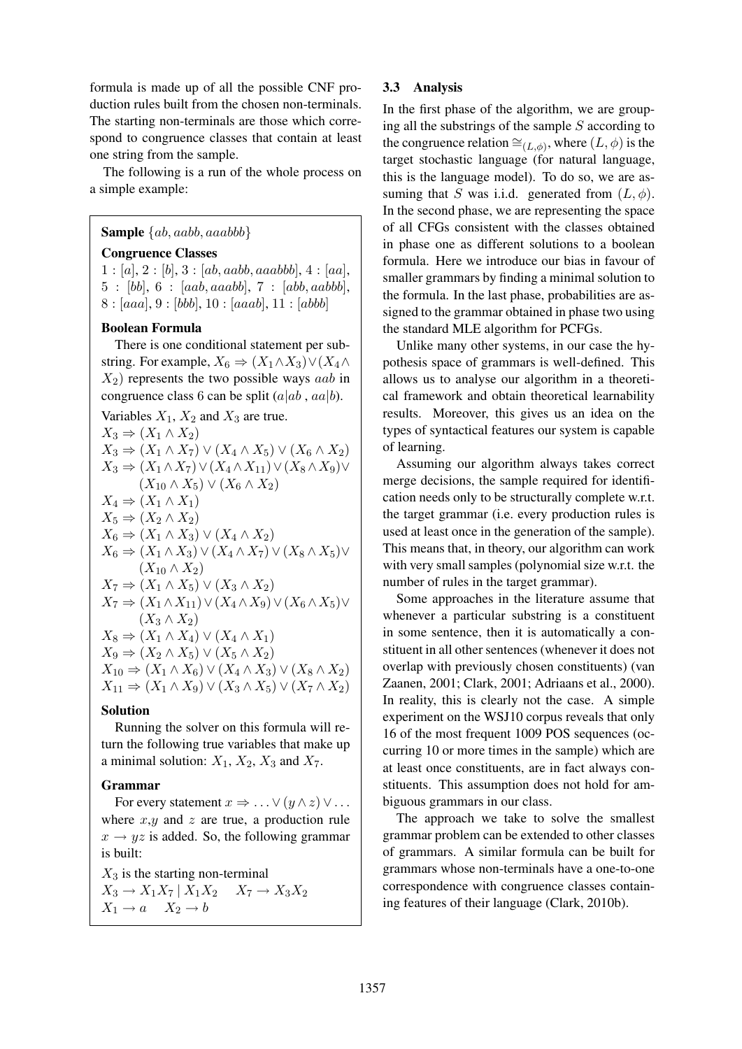formula is made up of all the possible CNF production rules built from the chosen non-terminals. The starting non-terminals are those which correspond to congruence classes that contain at least one string from the sample.

The following is a run of the whole process on a simple example:

**Sample** $\{ab, aabb, aaabbb\}$

**Congruence Classes**

$1 : [a]$, $2 : [b]$, $3 : [ab, aabb, aaabbb]$, $4 : [aa]$, $5 : [bb]$, $6 : [aab, aaabb]$, $7 : [abb, aabbb]$, $8 : [aaa]$, $9 : [bbb]$, $10 : [aaab]$, $11 : [abbb]$

**Boolean Formula**

There is one conditional statement per substring. For example, $X_6 \Rightarrow (X_1 \wedge X_3) \vee (X_4 \wedge X_2)$ represents the two possible ways $aab$ in congruence class 6 can be split ($a|ab$ , $aa|b$).

Variables $X_1$, $X_2$ and $X_3$ are true.

$X_3 \Rightarrow (X_1 \wedge X_2)$
$X_3 \Rightarrow (X_1 \wedge X_7) \vee (X_4 \wedge X_5) \vee (X_6 \wedge X_2)$
$X_3 \Rightarrow (X_1 \wedge X_7) \vee (X_4 \wedge X_{11}) \vee (X_8 \wedge X_9) \vee (X_{10} \wedge X_5) \vee (X_6 \wedge X_2)$
$X_4 \Rightarrow (X_1 \wedge X_1)$
$X_5 \Rightarrow (X_2 \wedge X_2)$
$X_6 \Rightarrow (X_1 \wedge X_3) \vee (X_4 \wedge X_2)$
$X_6 \Rightarrow (X_1 \wedge X_3) \vee (X_4 \wedge X_7) \vee (X_8 \wedge X_5) \vee (X_{10} \wedge X_2)$
$X_7 \Rightarrow (X_1 \wedge X_5) \vee (X_3 \wedge X_2)$
$X_7 \Rightarrow (X_1 \wedge X_{11}) \vee (X_4 \wedge X_9) \vee (X_6 \wedge X_5) \vee (X_3 \wedge X_2)$
$X_8 \Rightarrow (X_1 \wedge X_4) \vee (X_4 \wedge X_1)$
$X_9 \Rightarrow (X_2 \wedge X_5) \vee (X_5 \wedge X_2)$
$X_{10} \Rightarrow (X_1 \wedge X_6) \vee (X_4 \wedge X_3) \vee (X_8 \wedge X_2)$
$X_{11} \Rightarrow (X_1 \wedge X_9) \vee (X_3 \wedge X_5) \vee (X_7 \wedge X_2)$

**Solution**

Running the solver on this formula will return the following true variables that make up a minimal solution: $X_1$, $X_2$, $X_3$ and $X_7$.

**Grammar**

For every statement $x \Rightarrow \ldots \vee (y \wedge z) \vee \ldots$ where $x$,$y$ and $z$ are true, a production rule $x \rightarrow yz$ is added. So, the following grammar is built:

$X_3$ is the starting non-terminal
$X_3 \rightarrow X_1 X_7 \mid X_1 X_2 \quad X_7 \rightarrow X_3 X_2$
$X_1 \rightarrow a \quad X_2 \rightarrow b$

### 3.3 Analysis

In the first phase of the algorithm, we are grouping all the substrings of the sample $S$ according to the congruence relation $\cong_{(L,\phi)}$, where $(L, \phi)$ is the target stochastic language (for natural language, this is the language model). To do so, we are assuming that $S$ was i.i.d. generated from $(L, \phi)$. In the second phase, we are representing the space of all CFGs consistent with the classes obtained in phase one as different solutions to a boolean formula. Here we introduce our bias in favour of smaller grammars by finding a minimal solution to the formula. In the last phase, probabilities are assigned to the grammar obtained in phase two using the standard MLE algorithm for PCFGs.

Unlike many other systems, in our case the hypothesis space of grammars is well-defined. This allows us to analyse our algorithm in a theoretical framework and obtain theoretical learnability results. Moreover, this gives us an idea on the types of syntactical features our system is capable of learning.

Assuming our algorithm always takes correct merge decisions, the sample required for identification needs only to be structurally complete w.r.t. the target grammar (i.e. every production rules is used at least once in the generation of the sample). This means that, in theory, our algorithm can work with very small samples (polynomial size w.r.t. the number of rules in the target grammar).

Some approaches in the literature assume that whenever a particular substring is a constituent in some sentence, then it is automatically a constituent in all other sentences (whenever it does not overlap with previously chosen constituents) (van Zaanen, 2001; Clark, 2001; Adriaans et al., 2000). In reality, this is clearly not the case. A simple experiment on the WSJ10 corpus reveals that only 16 of the most frequent 1009 POS sequences (occurring 10 or more times in the sample) which are at least once constituents, are in fact always constituents. This assumption does not hold for ambiguous grammars in our class.

The approach we take to solve the smallest grammar problem can be extended to other classes of grammars. A similar formula can be built for grammars whose non-terminals have a one-to-one correspondence with congruence classes containing features of their language (Clark, 2010b).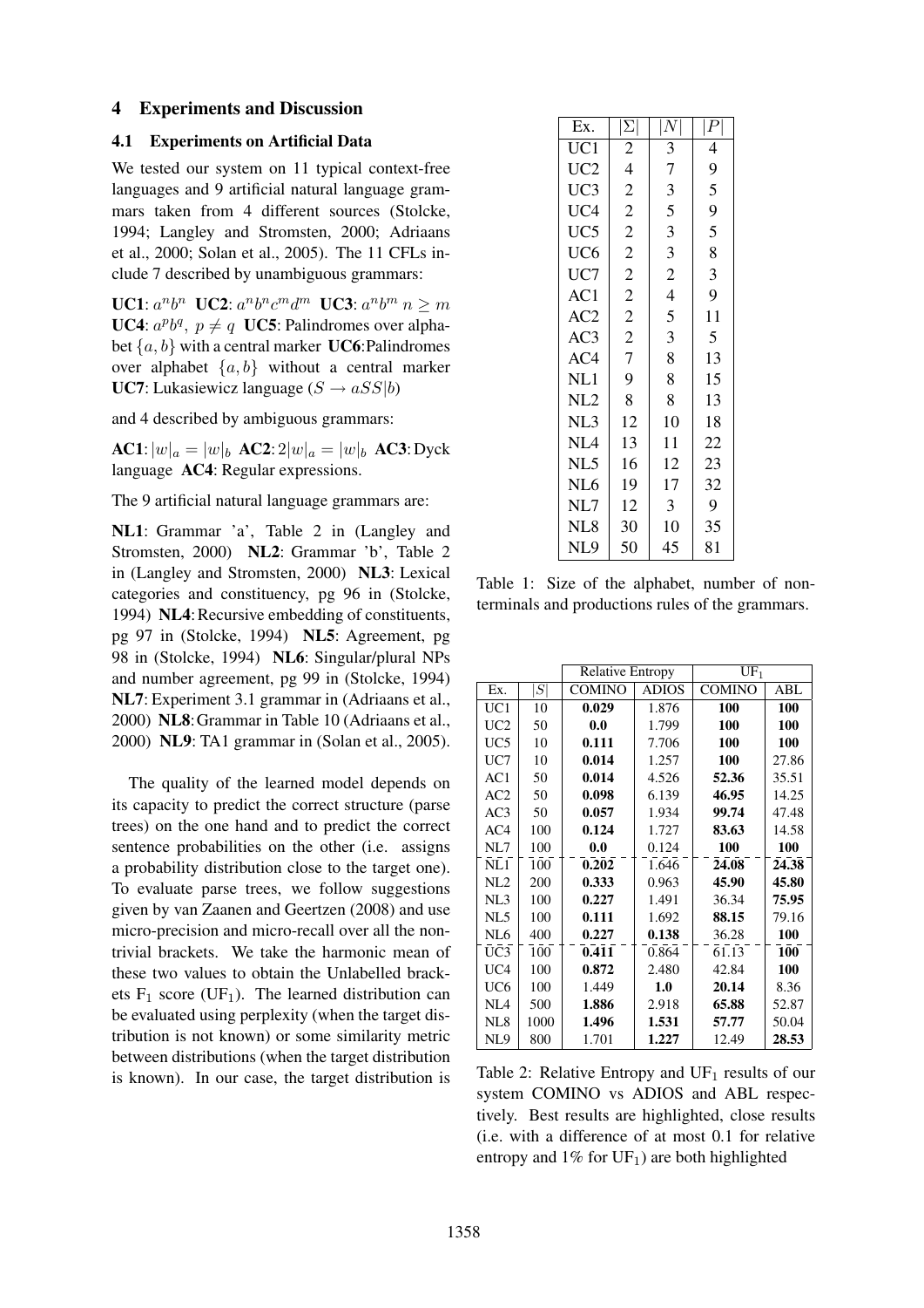## 4 Experiments and Discussion

### 4.1 Experiments on Artificial Data

We tested our system on 11 typical context-free languages and 9 artificial natural language grammars taken from 4 different sources (Stolcke, 1994; Langley and Stromsten, 2000; Adriaans et al., 2000; Solan et al., 2005). The 11 CFLs include 7 described by unambiguous grammars:

**UC1**: $a^n b^n$ **UC2**: $a^n b^n c^m d^m$ **UC3**: $a^n b^m$ $n \geq m$ **UC4**: $a^p b^q$, $p \neq q$ **UC5**: Palindromes over alphabet $\{a, b\}$ with a central marker **UC6**:Palindromes over alphabet $\{a, b\}$ without a central marker **UC7**: Lukasiewicz language ($S \rightarrow aSS|b$)

and 4 described by ambiguous grammars:

**AC1**: $|w|_a = |w|_b$ **AC2**: $2|w|_a = |w|_b$ **AC3**: Dyck language **AC4**: Regular expressions.

The 9 artificial natural language grammars are:

**NL1**: Grammar 'a', Table 2 in (Langley and Stromsten, 2000) **NL2**: Grammar 'b', Table 2 in (Langley and Stromsten, 2000) **NL3**: Lexical categories and constituency, pg 96 in (Stolcke, 1994) **NL4**: Recursive embedding of constituents, pg 97 in (Stolcke, 1994) **NL5**: Agreement, pg 98 in (Stolcke, 1994) **NL6**: Singular/plural NPs and number agreement, pg 99 in (Stolcke, 1994) **NL7**: Experiment 3.1 grammar in (Adriaans et al., 2000) **NL8**: Grammar in Table 10 (Adriaans et al., 2000) **NL9**: TA1 grammar in (Solan et al., 2005).

The quality of the learned model depends on its capacity to predict the correct structure (parse trees) on the one hand and to predict the correct sentence probabilities on the other (i.e. assigns a probability distribution close to the target one). To evaluate parse trees, we follow suggestions given by van Zaanen and Geertzen (2008) and use micro-precision and micro-recall over all the non-trivial brackets. We take the harmonic mean of these two values to obtain the Unlabelled brackets $F_1$ score ($UF_1$). The learned distribution can be evaluated using perplexity (when the target distribution is not known) or some similarity metric between distributions (when the target distribution is known). In our case, the target distribution is

| Ex. | $\lvert\Sigma\rvert$ | $\lvert N\rvert$ | $\lvert P\rvert$ |
|---|---|---|---|
| UC1 | 2 | 3 | 4 |
| UC2 | 4 | 7 | 9 |
| UC3 | 2 | 3 | 5 |
| UC4 | 2 | 5 | 9 |
| UC5 | 2 | 3 | 5 |
| UC6 | 2 | 3 | 8 |
| UC7 | 2 | 2 | 3 |
| AC1 | 2 | 4 | 9 |
| AC2 | 2 | 5 | 11 |
| AC3 | 2 | 3 | 5 |
| AC4 | 7 | 8 | 13 |
| NL1 | 9 | 8 | 15 |
| NL2 | 8 | 8 | 13 |
| NL3 | 12 | 10 | 18 |
| NL4 | 13 | 11 | 22 |
| NL5 | 16 | 12 | 23 |
| NL6 | 19 | 17 | 32 |
| NL7 | 12 | 3 | 9 |
| NL8 | 30 | 10 | 35 |
| NL9 | 50 | 45 | 81 |

Table 1: Size of the alphabet, number of non-terminals and productions rules of the grammars.

| | | Relative Entropy | | $UF_1$ | |
|---|---|---|---|---|---|
| Ex. | $\lvert S\rvert$ | COMINO | ADIOS | COMINO | ABL |
| UC1 | 10 | **0.029** | 1.876 | **100** | **100** |
| UC2 | 50 | **0.0** | 1.799 | **100** | **100** |
| UC5 | 10 | **0.111** | 7.706 | **100** | **100** |
| UC7 | 10 | **0.014** | 1.257 | **100** | 27.86 |
| AC1 | 50 | **0.014** | 4.526 | **52.36** | 35.51 |
| AC2 | 50 | **0.098** | 6.139 | **46.95** | 14.25 |
| AC3 | 50 | **0.057** | 1.934 | **99.74** | 47.48 |
| AC4 | 100 | **0.124** | 1.727 | **83.63** | 14.58 |
| NL7 | 100 | **0.0** | 0.124 | **100** | **100** |
| NL1 | 100 | **0.202** | 1.646 | **24.08** | **24.38** |
| NL2 | 200 | **0.333** | 0.963 | **45.90** | **45.80** |
| NL3 | 100 | **0.227** | 1.491 | 36.34 | **75.95** |
| NL5 | 100 | **0.111** | 1.692 | **88.15** | 79.16 |
| NL6 | 400 | **0.227** | **0.138** | 36.28 | **100** |
| UC3 | 100 | **0.411** | 0.864 | 61.13 | **100** |
| UC4 | 100 | **0.872** | 2.480 | 42.84 | **100** |
| UC6 | 100 | 1.449 | **1.0** | **20.14** | 8.36 |
| NL4 | 500 | **1.886** | 2.918 | **65.88** | 52.87 |
| NL8 | 1000 | **1.496** | **1.531** | **57.77** | 50.04 |
| NL9 | 800 | 1.701 | **1.227** | 12.49 | **28.53** |

Table 2: Relative Entropy and $UF_1$ results of our system COMINO vs ADIOS and ABL respectively. Best results are highlighted, close results (i.e. with a difference of at most 0.1 for relative entropy and 1% for $UF_1$) are both highlighted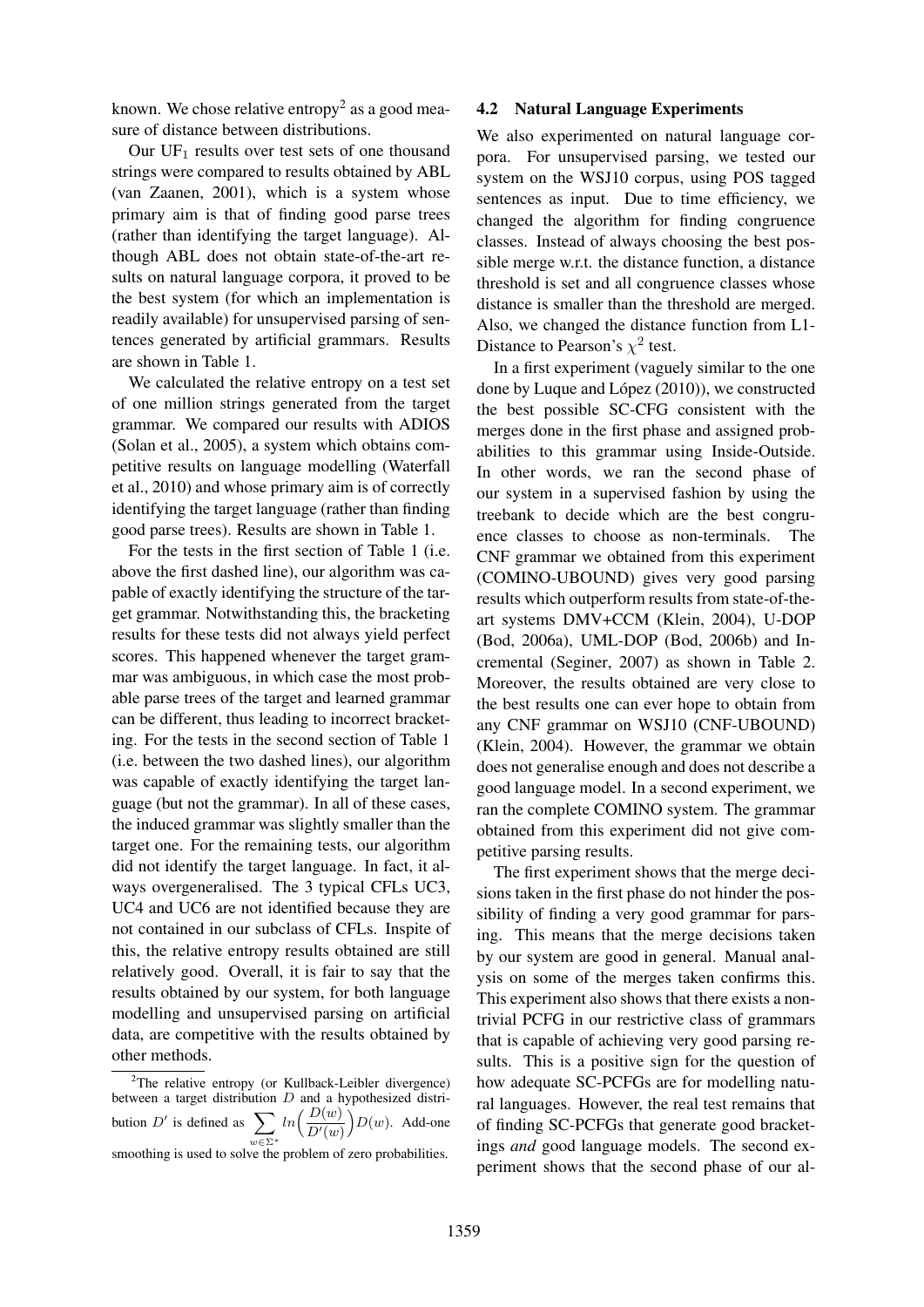known. We chose relative entropy[2] as a good measure of distance between distributions.

Our $UF_1$ results over test sets of one thousand strings were compared to results obtained by ABL (van Zaanen, 2001), which is a system whose primary aim is that of finding good parse trees (rather than identifying the target language). Although ABL does not obtain state-of-the-art results on natural language corpora, it proved to be the best system (for which an implementation is readily available) for unsupervised parsing of sentences generated by artificial grammars. Results are shown in Table 1.

We calculated the relative entropy on a test set of one million strings generated from the target grammar. We compared our results with ADIOS (Solan et al., 2005), a system which obtains competitive results on language modelling (Waterfall et al., 2010) and whose primary aim is of correctly identifying the target language (rather than finding good parse trees). Results are shown in Table 1.

For the tests in the first section of Table 1 (i.e. above the first dashed line), our algorithm was capable of exactly identifying the structure of the target grammar. Notwithstanding this, the bracketing results for these tests did not always yield perfect scores. This happened whenever the target grammar was ambiguous, in which case the most probable parse trees of the target and learned grammar can be different, thus leading to incorrect bracketing. For the tests in the second section of Table 1 (i.e. between the two dashed lines), our algorithm was capable of exactly identifying the target language (but not the grammar). In all of these cases, the induced grammar was slightly smaller than the target one. For the remaining tests, our algorithm did not identify the target language. In fact, it always overgeneralised. The 3 typical CFLs UC3, UC4 and UC6 are not identified because they are not contained in our subclass of CFLs. Inspite of this, the relative entropy results obtained are still relatively good. Overall, it is fair to say that the results obtained by our system, for both language modelling and unsupervised parsing on artificial data, are competitive with the results obtained by other methods.

[2] The relative entropy (or Kullback-Leibler divergence) between a target distribution $D$ and a hypothesized distribution $D'$ is defined as $\sum_{w \in \Sigma^*} ln\Big(\frac{D(w)}{D'(w)}\Big)D(w)$. Add-one smoothing is used to solve the problem of zero probabilities.

### 4.2 Natural Language Experiments

We also experimented on natural language corpora. For unsupervised parsing, we tested our system on the WSJ10 corpus, using POS tagged sentences as input. Due to time efficiency, we changed the algorithm for finding congruence classes. Instead of always choosing the best possible merge w.r.t. the distance function, a distance threshold is set and all congruence classes whose distance is smaller than the threshold are merged. Also, we changed the distance function from L1-Distance to Pearson's $\chi^2$ test.

In a first experiment (vaguely similar to the one done by Luque and López (2010)), we constructed the best possible SC-CFG consistent with the merges done in the first phase and assigned probabilities to this grammar using Inside-Outside. In other words, we ran the second phase of our system in a supervised fashion by using the treebank to decide which are the best congruence classes to choose as non-terminals. The CNF grammar we obtained from this experiment (COMINO-UBOUND) gives very good parsing results which outperform results from state-of-the-art systems DMV+CCM (Klein, 2004), U-DOP (Bod, 2006a), UML-DOP (Bod, 2006b) and Incremental (Seginer, 2007) as shown in Table 2. Moreover, the results obtained are very close to the best results one can ever hope to obtain from any CNF grammar on WSJ10 (CNF-UBOUND) (Klein, 2004). However, the grammar we obtain does not generalise enough and does not describe a good language model. In a second experiment, we ran the complete COMINO system. The grammar obtained from this experiment did not give competitive parsing results.

The first experiment shows that the merge decisions taken in the first phase do not hinder the possibility of finding a very good grammar for parsing. This means that the merge decisions taken by our system are good in general. Manual analysis on some of the merges taken confirms this. This experiment also shows that there exists a non-trivial PCFG in our restrictive class of grammars that is capable of achieving very good parsing results. This is a positive sign for the question of how adequate SC-PCFGs are for modelling natural languages. However, the real test remains that of finding SC-PCFGs that generate good bracketings *and* good language models. The second experiment shows that the second phase of our al-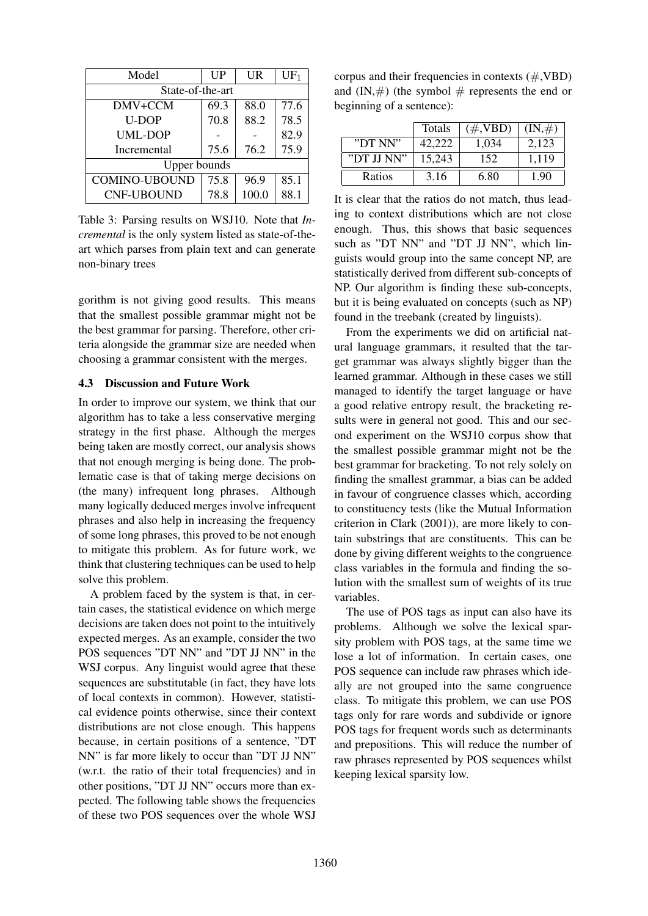| Model | UP | UR | $UF_1$ |
|---|---|---|---|
| State-of-the-art | | | |
| DMV+CCM | 69.3 | 88.0 | 77.6 |
| U-DOP | 70.8 | 88.2 | 78.5 |
| UML-DOP | - | - | 82.9 |
| Incremental | 75.6 | 76.2 | 75.9 |
| Upper bounds | | | |
| COMINO-UBOUND | 75.8 | 96.9 | 85.1 |
| CNF-UBOUND | 78.8 | 100.0 | 88.1 |

Table 3: Parsing results on WSJ10. Note that *Incremental* is the only system listed as state-of-the-art which parses from plain text and can generate non-binary trees

gorithm is not giving good results. This means that the smallest possible grammar might not be the best grammar for parsing. Therefore, other criteria alongside the grammar size are needed when choosing a grammar consistent with the merges.

### 4.3 Discussion and Future Work

In order to improve our system, we think that our algorithm has to take a less conservative merging strategy in the first phase. Although the merges being taken are mostly correct, our analysis shows that not enough merging is being done. The problematic case is that of taking merge decisions on (the many) infrequent long phrases. Although many logically deduced merges involve infrequent phrases and also help in increasing the frequency of some long phrases, this proved to be not enough to mitigate this problem. As for future work, we think that clustering techniques can be used to help solve this problem.

A problem faced by the system is that, in certain cases, the statistical evidence on which merge decisions are taken does not point to the intuitively expected merges. As an example, consider the two POS sequences "DT NN" and "DT JJ NN" in the WSJ corpus. Any linguist would agree that these sequences are substitutable (in fact, they have lots of local contexts in common). However, statistical evidence points otherwise, since their context distributions are not close enough. This happens because, in certain positions of a sentence, "DT NN" is far more likely to occur than "DT JJ NN" (w.r.t. the ratio of their total frequencies) and in other positions, "DT JJ NN" occurs more than expected. The following table shows the frequencies of these two POS sequences over the whole WSJ corpus and their frequencies in contexts (#,VBD) and (IN,#) (the symbol # represents the end or beginning of a sentence):

| | Totals | (#,VBD) | (IN,#) |
|---|---|---|---|
| "DT NN" | 42,222 | 1,034 | 2,123 |
| "DT JJ NN" | 15,243 | 152 | 1,119 |
| Ratios | 3.16 | 6.80 | 1.90 |

It is clear that the ratios do not match, thus leading to context distributions which are not close enough. Thus, this shows that basic sequences such as "DT NN" and "DT JJ NN", which linguists would group into the same concept NP, are statistically derived from different sub-concepts of NP. Our algorithm is finding these sub-concepts, but it is being evaluated on concepts (such as NP) found in the treebank (created by linguists).

From the experiments we did on artificial natural language grammars, it resulted that the target grammar was always slightly bigger than the learned grammar. Although in these cases we still managed to identify the target language or have a good relative entropy result, the bracketing results were in general not good. This and our second experiment on the WSJ10 corpus show that the smallest possible grammar might not be the best grammar for bracketing. To not rely solely on finding the smallest grammar, a bias can be added in favour of congruence classes which, according to constituency tests (like the Mutual Information criterion in Clark (2001)), are more likely to contain substrings that are constituents. This can be done by giving different weights to the congruence class variables in the formula and finding the solution with the smallest sum of weights of its true variables.

The use of POS tags as input can also have its problems. Although we solve the lexical sparsity problem with POS tags, at the same time we lose a lot of information. In certain cases, one POS sequence can include raw phrases which ideally are not grouped into the same congruence class. To mitigate this problem, we can use POS tags only for rare words and subdivide or ignore POS tags for frequent words such as determinants and prepositions. This will reduce the number of raw phrases represented by POS sequences whilst keeping lexical sparsity low.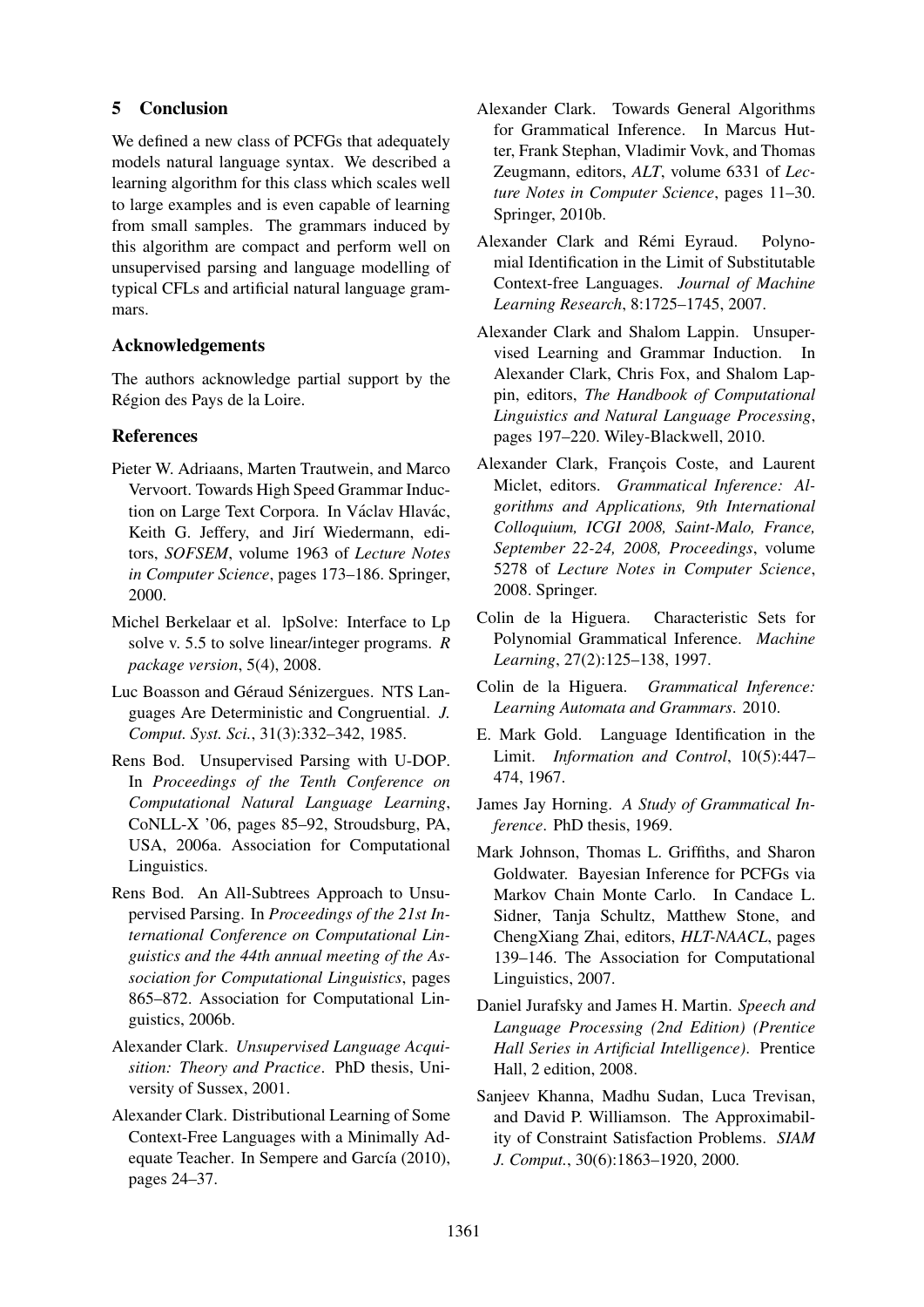## 5 Conclusion

We defined a new class of PCFGs that adequately models natural language syntax. We described a learning algorithm for this class which scales well to large examples and is even capable of learning from small samples. The grammars induced by this algorithm are compact and perform well on unsupervised parsing and language modelling of typical CFLs and artificial natural language grammars.

### Acknowledgements

The authors acknowledge partial support by the Région des Pays de la Loire.

### References

Pieter W. Adriaans, Marten Trautwein, and Marco Vervoort. Towards High Speed Grammar Induction on Large Text Corpora. In Václav Hlavác, Keith G. Jeffery, and Jirí Wiedermann, editors, *SOFSEM*, volume 1963 of *Lecture Notes in Computer Science*, pages 173–186. Springer, 2000.

Michel Berkelaar et al. lpSolve: Interface to Lp solve v. 5.5 to solve linear/integer programs. *R package version*, 5(4), 2008.

Luc Boasson and Géraud Sénizergues. NTS Languages Are Deterministic and Congruential. *J. Comput. Syst. Sci.*, 31(3):332–342, 1985.

Rens Bod. Unsupervised Parsing with U-DOP. In *Proceedings of the Tenth Conference on Computational Natural Language Learning*, CoNLL-X '06, pages 85–92, Stroudsburg, PA, USA, 2006a. Association for Computational Linguistics.

Rens Bod. An All-Subtrees Approach to Unsupervised Parsing. In *Proceedings of the 21st International Conference on Computational Linguistics and the 44th annual meeting of the Association for Computational Linguistics*, pages 865–872. Association for Computational Linguistics, 2006b.

Alexander Clark. *Unsupervised Language Acquisition: Theory and Practice*. PhD thesis, University of Sussex, 2001.

Alexander Clark. Distributional Learning of Some Context-Free Languages with a Minimally Adequate Teacher. In Sempere and García (2010), pages 24–37.

Alexander Clark. Towards General Algorithms for Grammatical Inference. In Marcus Hutter, Frank Stephan, Vladimir Vovk, and Thomas Zeugmann, editors, *ALT*, volume 6331 of *Lecture Notes in Computer Science*, pages 11–30. Springer, 2010b.

Alexander Clark and Rémi Eyraud. Polynomial Identification in the Limit of Substitutable Context-free Languages. *Journal of Machine Learning Research*, 8:1725–1745, 2007.

Alexander Clark and Shalom Lappin. Unsupervised Learning and Grammar Induction. In Alexander Clark, Chris Fox, and Shalom Lappin, editors, *The Handbook of Computational Linguistics and Natural Language Processing*, pages 197–220. Wiley-Blackwell, 2010.

Alexander Clark, François Coste, and Laurent Miclet, editors. *Grammatical Inference: Algorithms and Applications, 9th International Colloquium, ICGI 2008, Saint-Malo, France, September 22-24, 2008, Proceedings*, volume 5278 of *Lecture Notes in Computer Science*, 2008. Springer.

Colin de la Higuera. Characteristic Sets for Polynomial Grammatical Inference. *Machine Learning*, 27(2):125–138, 1997.

Colin de la Higuera. *Grammatical Inference: Learning Automata and Grammars*. 2010.

E. Mark Gold. Language Identification in the Limit. *Information and Control*, 10(5):447–474, 1967.

James Jay Horning. *A Study of Grammatical Inference*. PhD thesis, 1969.

Mark Johnson, Thomas L. Griffiths, and Sharon Goldwater. Bayesian Inference for PCFGs via Markov Chain Monte Carlo. In Candace L. Sidner, Tanja Schultz, Matthew Stone, and ChengXiang Zhai, editors, *HLT-NAACL*, pages 139–146. The Association for Computational Linguistics, 2007.

Daniel Jurafsky and James H. Martin. *Speech and Language Processing (2nd Edition) (Prentice Hall Series in Artificial Intelligence)*. Prentice Hall, 2 edition, 2008.

Sanjeev Khanna, Madhu Sudan, Luca Trevisan, and David P. Williamson. The Approximability of Constraint Satisfaction Problems. *SIAM J. Comput.*, 30(6):1863–1920, 2000.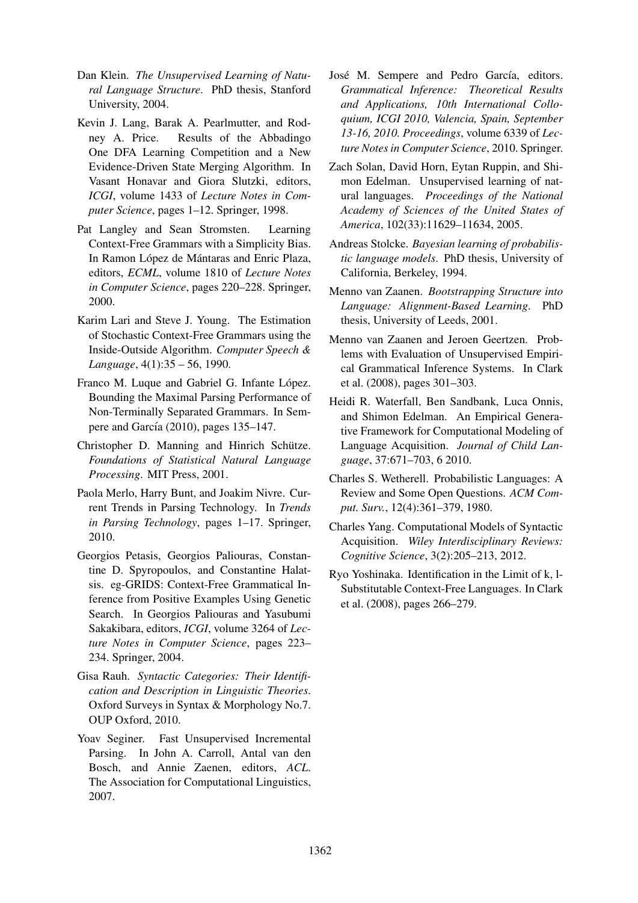Dan Klein. *The Unsupervised Learning of Natural Language Structure*. PhD thesis, Stanford University, 2004.

Kevin J. Lang, Barak A. Pearlmutter, and Rodney A. Price. Results of the Abbadingo One DFA Learning Competition and a New Evidence-Driven State Merging Algorithm. In Vasant Honavar and Giora Slutzki, editors, *ICGI*, volume 1433 of *Lecture Notes in Computer Science*, pages 1–12. Springer, 1998.

Pat Langley and Sean Stromsten. Learning Context-Free Grammars with a Simplicity Bias. In Ramon López de Mántaras and Enric Plaza, editors, *ECML*, volume 1810 of *Lecture Notes in Computer Science*, pages 220–228. Springer, 2000.

Karim Lari and Steve J. Young. The Estimation of Stochastic Context-Free Grammars using the Inside-Outside Algorithm. *Computer Speech & Language*, 4(1):35 – 56, 1990.

Franco M. Luque and Gabriel G. Infante López. Bounding the Maximal Parsing Performance of Non-Terminally Separated Grammars. In Sempere and García (2010), pages 135–147.

Christopher D. Manning and Hinrich Schütze. *Foundations of Statistical Natural Language Processing*. MIT Press, 2001.

Paola Merlo, Harry Bunt, and Joakim Nivre. Current Trends in Parsing Technology. In *Trends in Parsing Technology*, pages 1–17. Springer, 2010.

Georgios Petasis, Georgios Paliouras, Constantine D. Spyropoulos, and Constantine Halatsis. eg-GRIDS: Context-Free Grammatical Inference from Positive Examples Using Genetic Search. In Georgios Paliouras and Yasubumi Sakakibara, editors, *ICGI*, volume 3264 of *Lecture Notes in Computer Science*, pages 223–234. Springer, 2004.

Gisa Rauh. *Syntactic Categories: Their Identification and Description in Linguistic Theories*. Oxford Surveys in Syntax & Morphology No.7. OUP Oxford, 2010.

Yoav Seginer. Fast Unsupervised Incremental Parsing. In John A. Carroll, Antal van den Bosch, and Annie Zaenen, editors, *ACL*. The Association for Computational Linguistics, 2007.

José M. Sempere and Pedro García, editors. *Grammatical Inference: Theoretical Results and Applications, 10th International Colloquium, ICGI 2010, Valencia, Spain, September 13-16, 2010. Proceedings*, volume 6339 of *Lecture Notes in Computer Science*, 2010. Springer.

Zach Solan, David Horn, Eytan Ruppin, and Shimon Edelman. Unsupervised learning of natural languages. *Proceedings of the National Academy of Sciences of the United States of America*, 102(33):11629–11634, 2005.

Andreas Stolcke. *Bayesian learning of probabilistic language models*. PhD thesis, University of California, Berkeley, 1994.

Menno van Zaanen. *Bootstrapping Structure into Language: Alignment-Based Learning*. PhD thesis, University of Leeds, 2001.

Menno van Zaanen and Jeroen Geertzen. Problems with Evaluation of Unsupervised Empirical Grammatical Inference Systems. In Clark et al. (2008), pages 301–303.

Heidi R. Waterfall, Ben Sandbank, Luca Onnis, and Shimon Edelman. An Empirical Generative Framework for Computational Modeling of Language Acquisition. *Journal of Child Language*, 37:671–703, 6 2010.

Charles S. Wetherell. Probabilistic Languages: A Review and Some Open Questions. *ACM Comput. Surv.*, 12(4):361–379, 1980.

Charles Yang. Computational Models of Syntactic Acquisition. *Wiley Interdisciplinary Reviews: Cognitive Science*, 3(2):205–213, 2012.

Ryo Yoshinaka. Identification in the Limit of k, l-Substitutable Context-Free Languages. In Clark et al. (2008), pages 266–279.